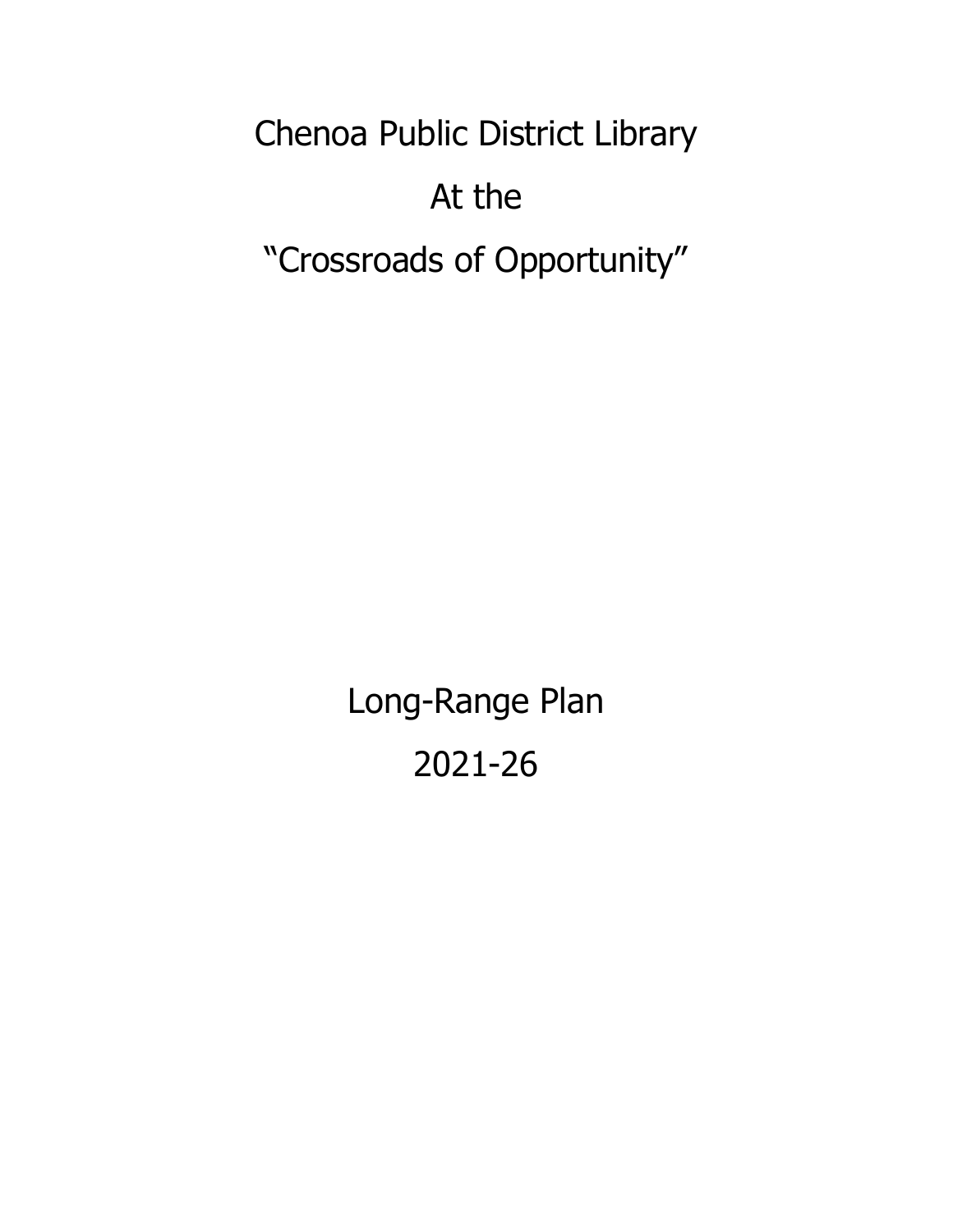# Chenoa Public District Library

# At the

# "Crossroads of Opportunity"

## Long-Range Plan

## 2021-26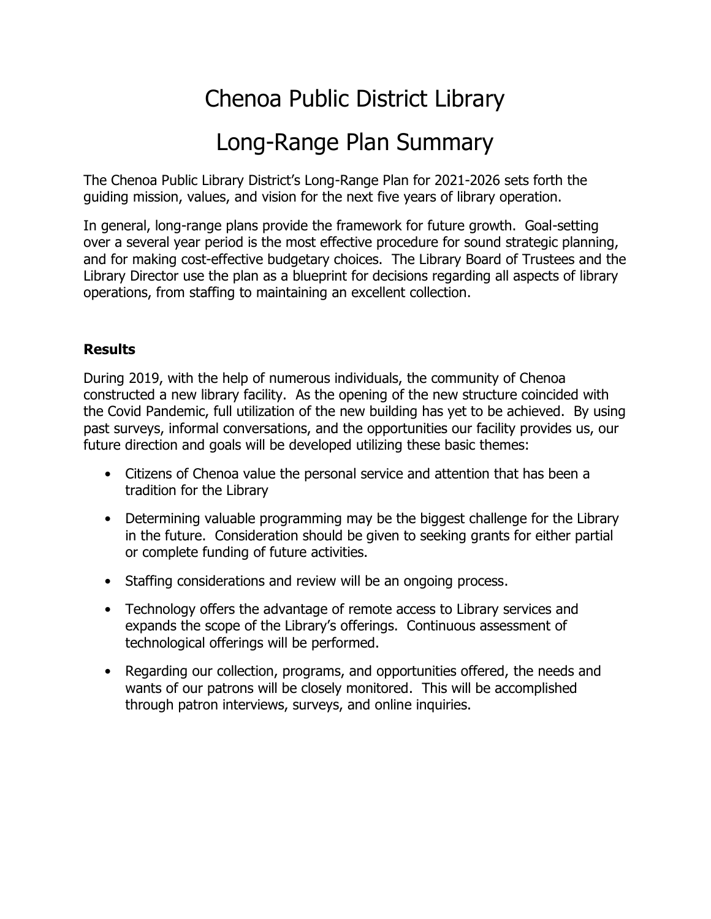# Chenoa Public District Library

# Long-Range Plan Summary

The Chenoa Public Library District's Long-Range Plan for 2021-2026 sets forth the guiding mission, values, and vision for the next five years of library operation.

In general, long-range plans provide the framework for future growth. Goal-setting over a several year period is the most effective procedure for sound strategic planning, and for making cost-effective budgetary choices. The Library Board of Trustees and the Library Director use the plan as a blueprint for decisions regarding all aspects of library operations, from staffing to maintaining an excellent collection.

**Results**

During 2019, with the help of numerous individuals, the community of Chenoa constructed a new library facility. As the opening of the new structure coincided with the Covid Pandemic, full utilization of the new building has yet to be achieved. By using past surveys, informal conversations, and the opportunities our facility provides us, our future direction and goals will be developed utilizing these basic themes:

- Citizens of Chenoa value the personal service and attention that has been a tradition for the Library
- Determining valuable programming may be the biggest challenge for the Library in the future. Consideration should be given to seeking grants for either partial or complete funding of future activities.
- Staffing considerations and review will be an ongoing process.
- Technology offers the advantage of remote access to Library services and expands the scope of the Library's offerings. Continuous assessment of technological offerings will be performed.
- Regarding our collection, programs, and opportunities offered, the needs and wants of our patrons will be closely monitored. This will be accomplished through patron interviews, surveys, and online inquiries.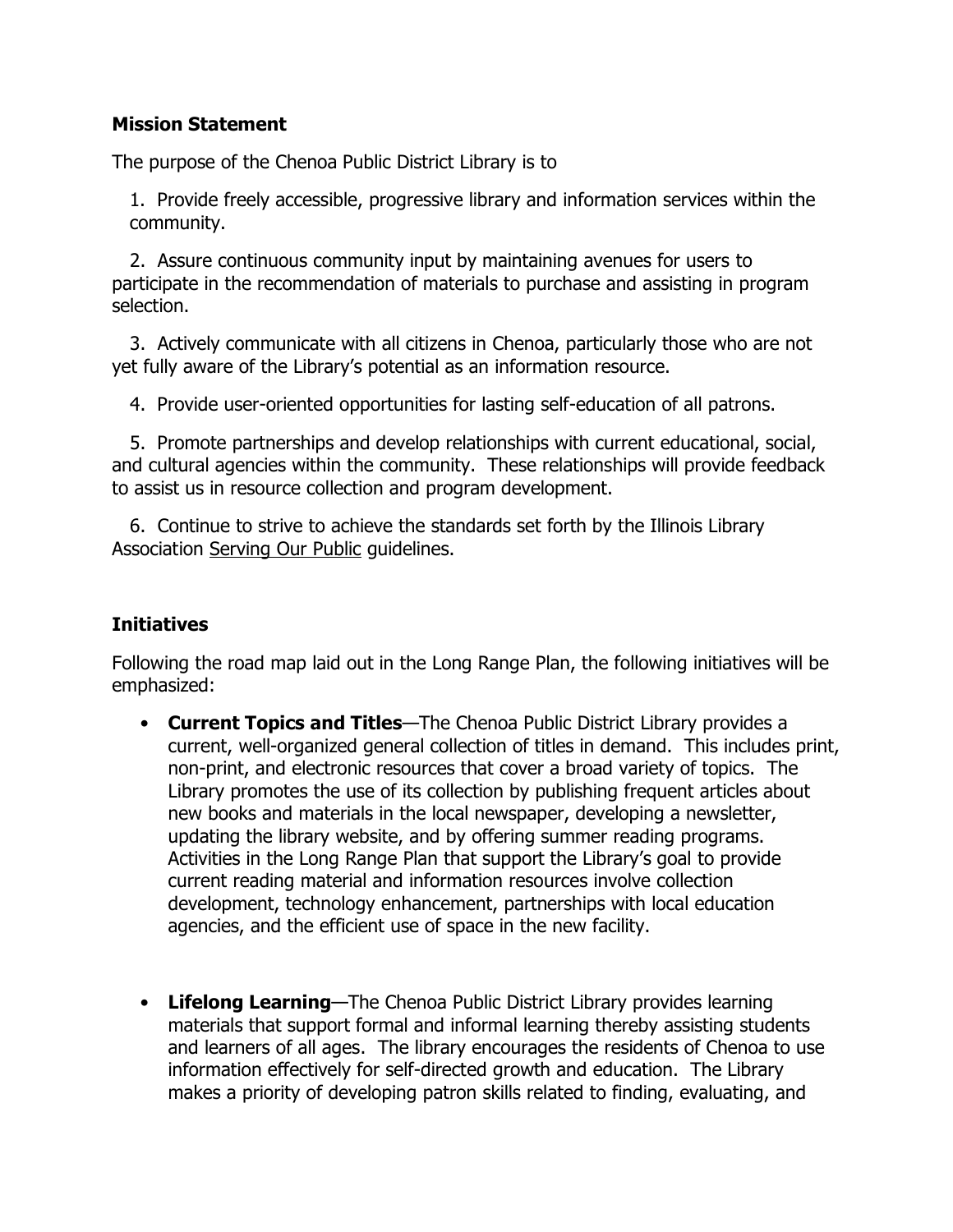**Mission Statement**

The purpose of the Chenoa Public District Library is to

1. Provide freely accessible, progressive library and information services within the community.

2. Assure continuous community input by maintaining avenues for users to participate in the recommendation of materials to purchase and assisting in program selection.

3. Actively communicate with all citizens in Chenoa, particularly those who are not yet fully aware of the Library's potential as an information resource.

4. Provide user-oriented opportunities for lasting self-education of all patrons.

5. Promote partnerships and develop relationships with current educational, social, and cultural agencies within the community. These relationships will provide feedback to assist us in resource collection and program development.

6. Continue to strive to achieve the standards set forth by the Illinois Library Association Serving Our Public guidelines.

**Initiatives**

Following the road map laid out in the Long Range Plan, the following initiatives will be emphasized:

- **Current Topics and Titles**—The Chenoa Public District Library provides a current, well-organized general collection of titles in demand. This includes print, non-print, and electronic resources that cover a broad variety of topics. The Library promotes the use of its collection by publishing frequent articles about new books and materials in the local newspaper, developing a newsletter, updating the library website, and by offering summer reading programs. Activities in the Long Range Plan that support the Library's goal to provide current reading material and information resources involve collection development, technology enhancement, partnerships with local education agencies, and the efficient use of space in the new facility.

- **Lifelong Learning**—The Chenoa Public District Library provides learning materials that support formal and informal learning thereby assisting students and learners of all ages. The library encourages the residents of Chenoa to use information effectively for self-directed growth and education. The Library makes a priority of developing patron skills related to finding, evaluating, and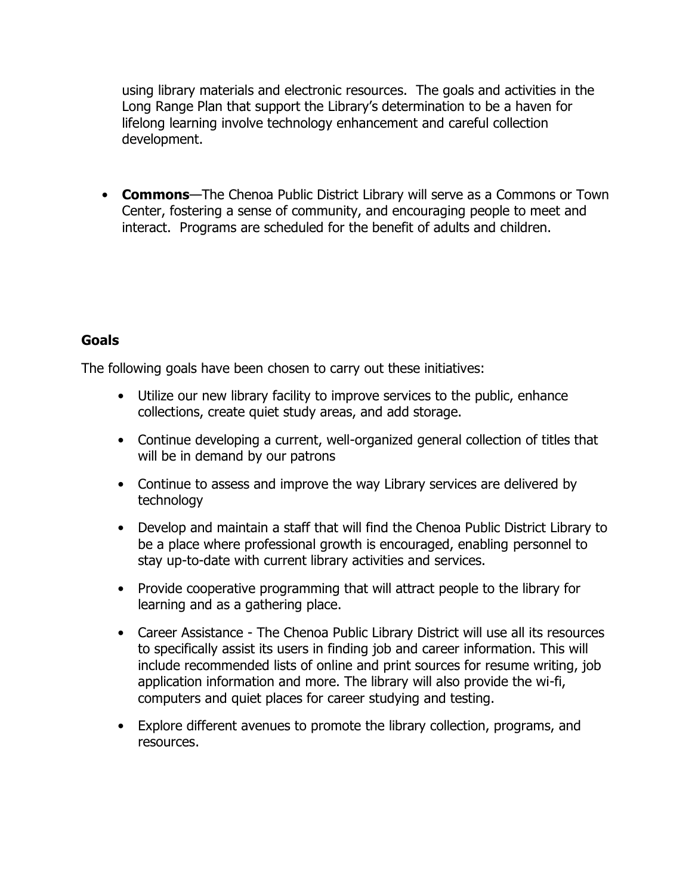using library materials and electronic resources. The goals and activities in the Long Range Plan that support the Library's determination to be a haven for lifelong learning involve technology enhancement and careful collection development.

- **Commons**—The Chenoa Public District Library will serve as a Commons or Town Center, fostering a sense of community, and encouraging people to meet and interact. Programs are scheduled for the benefit of adults and children.

### Goals

The following goals have been chosen to carry out these initiatives:

- Utilize our new library facility to improve services to the public, enhance collections, create quiet study areas, and add storage.
- Continue developing a current, well-organized general collection of titles that will be in demand by our patrons
- Continue to assess and improve the way Library services are delivered by technology
- Develop and maintain a staff that will find the Chenoa Public District Library to be a place where professional growth is encouraged, enabling personnel to stay up-to-date with current library activities and services.
- Provide cooperative programming that will attract people to the library for learning and as a gathering place.
- Career Assistance - The Chenoa Public Library District will use all its resources to specifically assist its users in finding job and career information. This will include recommended lists of online and print sources for resume writing, job application information and more. The library will also provide the wi-fi, computers and quiet places for career studying and testing.
- Explore different avenues to promote the library collection, programs, and resources.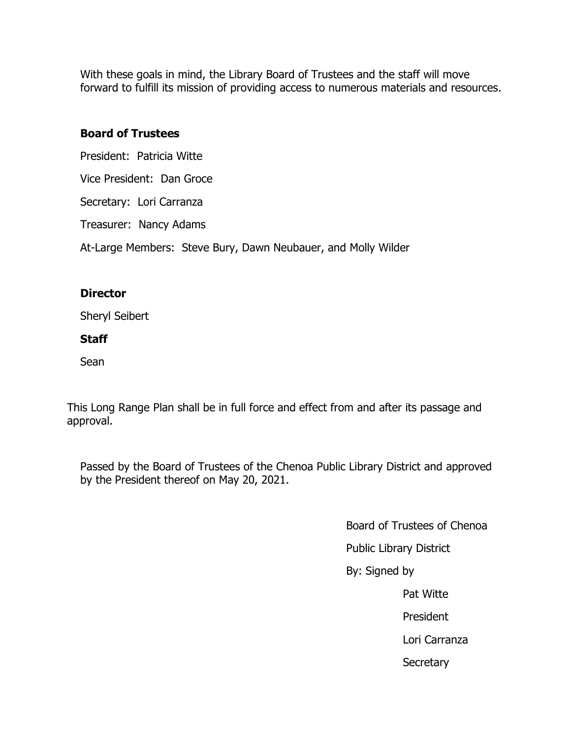With these goals in mind, the Library Board of Trustees and the staff will move forward to fulfill its mission of providing access to numerous materials and resources.

**Board of Trustees**

President: Patricia Witte

Vice President: Dan Groce

Secretary: Lori Carranza

Treasurer: Nancy Adams

At-Large Members: Steve Bury, Dawn Neubauer, and Molly Wilder

**Director**

Sheryl Seibert

**Staff**

Sean

This Long Range Plan shall be in full force and effect from and after its passage and approval.

Passed by the Board of Trustees of the Chenoa Public Library District and approved by the President thereof on May 20, 2021.

Board of Trustees of Chenoa

Public Library District

By: Signed by

Pat Witte

President

Lori Carranza

Secretary